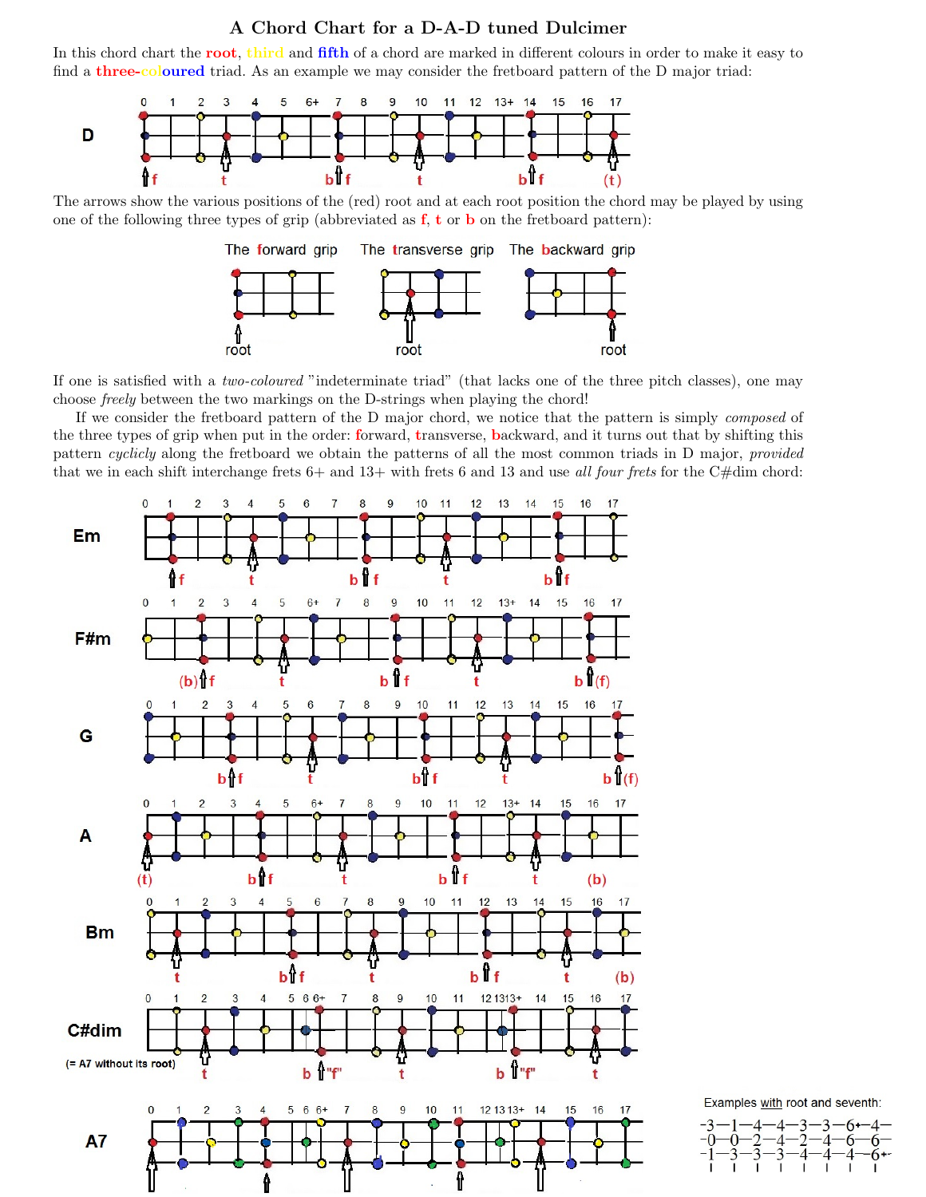# A Chord Chart for a D-A-D tuned Dulcimer

In this chord chart the **root**, third and **fifth** of a chord are marked in different colours in order to make it easy to find a **three-coloured** triad. As an example we may consider the fretboard pattern of the D major triad:

D

f t b f t b f (t)

The arrows show the various positions of the (red) root and at each root position the chord may be played by using one of the following three types of grip (abbreviated as **f**, **t** or **b** on the fretboard pattern):

The **f**orward grip — root
The **t**ransverse grip — root
The **b**ackward grip — root

If one is satisfied with a *two-coloured* "indeterminate triad" (that lacks one of the three pitch classes), one may choose *freely* between the two markings on the D-strings when playing the chord!

If we consider the fretboard pattern of the D major chord, we notice that the pattern is simply *composed* of the three types of grip when put in the order: **f**orward, **t**ransverse, **b**ackward, and it turns out that by shifting this pattern *cyclicly* along the fretboard we obtain the patterns of all the most common triads in D major, *provided* that we in each shift interchange frets 6+ and 13+ with frets 6 and 13 and use *all four frets* for the C#dim chord:

Em

F#m

G

A

Bm

C#dim
(= A7 without its root)

A7

Examples with root and seventh:

```
-3—1—4—4—3—3—6+—4—
-0—0—2—4—2—4—6—6—
-1—3—3—3—4—4—4—6+-
```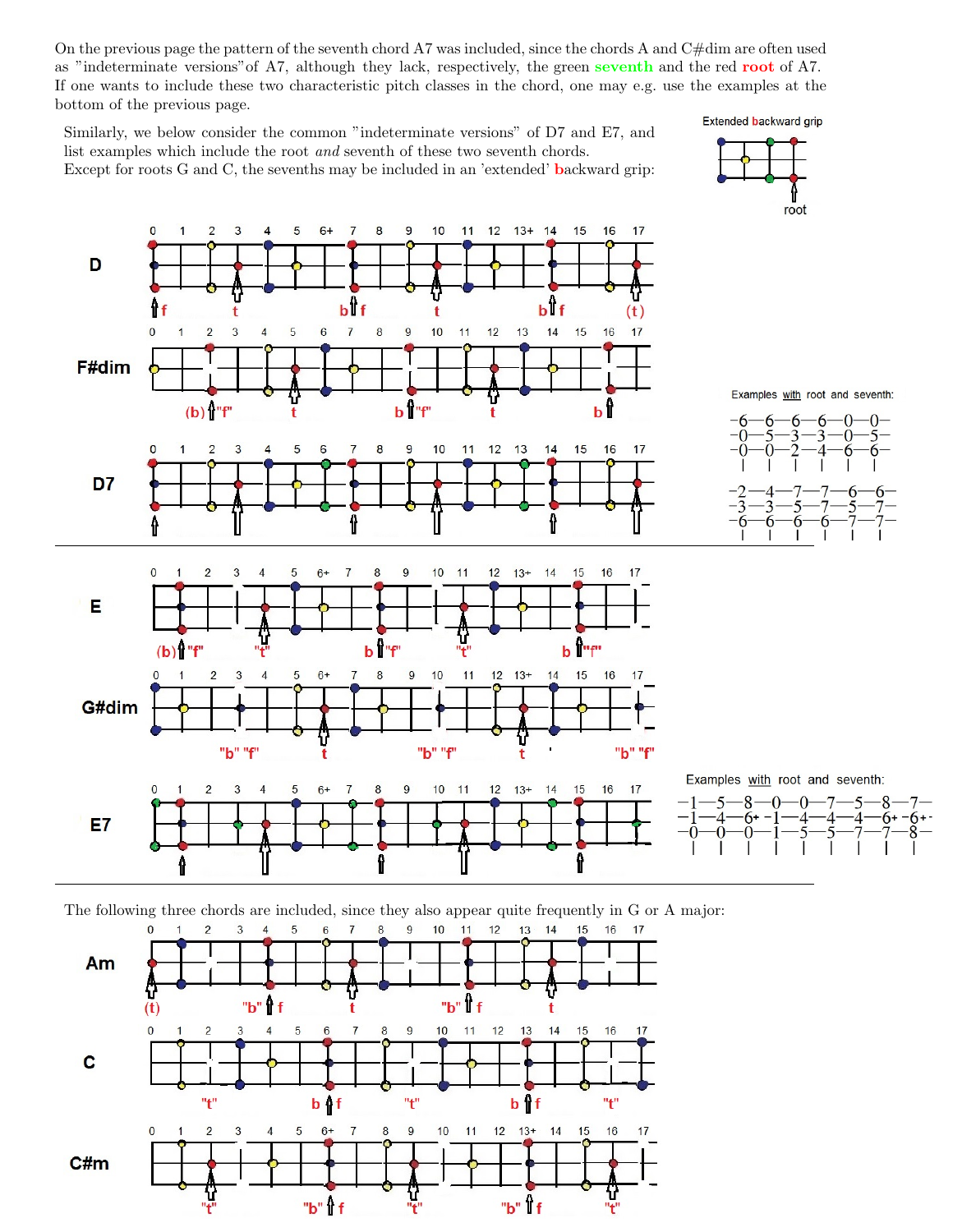On the previous page the pattern of the seventh chord A7 was included, since the chords A and C#dim are often used as "indeterminate versions"of A7, although they lack, respectively, the green seventh and the red root of A7. If one wants to include these two characteristic pitch classes in the chord, one may e.g. use the examples at the bottom of the previous page.

Similarly, we below consider the common "indeterminate versions" of D7 and E7, and list examples which include the root *and* seventh of these two seventh chords. Except for roots G and C, the sevenths may be included in an 'extended' backward grip:

Extended backward grip

root

D

0 1 2 3 4 5 6+ 7 8 9 10 11 12 13+ 14 15 16 17

f t b f t b f (t)

F#dim

0 1 2 3 4 5 6 7 8 9 10 11 12 13 14 15 16 17

(b) "f" t b "f" t b

D7

0 1 2 3 4 5 6 7 8 9 10 11 12 13 14 15 16 17

Examples with root and seventh:

```
-6—6—6—6—0—0-
-0—5—3—3—0—5-
-0—0—2—4—6—6-

-2—4—7—7—6—6-
-3—3—5—7—5—7-
-6—6—6—6—7—7-
```

E

0 1 2 3 4 5 6+ 7 8 9 10 11 12 13+ 14 15 16 17

(b) "f" "t" b "f" "t" b "f"

G#dim

0 1 2 3 4 5 6+ 7 8 9 10 11 12 13+ 14 15 16 17

"b" "f" t "b" "f" t "b" "f"

E7

0 1 2 3 4 5 6+ 7 8 9 10 11 12 13+ 14 15 16 17

Examples with root and seventh:

```
-1—5—8—0—0—7—5—8—7-
-1—4—6+-1—4—4—4—6+-6+-
-0—0—0—1—5—5—7—7—8-
```

The following three chords are included, since they also appear quite frequently in G or A major:

Am

0 1 2 3 4 5 6 7 8 9 10 11 12 13 14 15 16 17

(t) "b" f t "b" f t

C

0 1 2 3 4 5 6 7 8 9 10 11 12 13 14 15 16 17

"t" b f "t" b f "t"

C#m

0 1 2 3 4 5 6+ 7 8 9 10 11 12 13+ 14 15 16 17

"t" "b" f "t" "b" f "t"